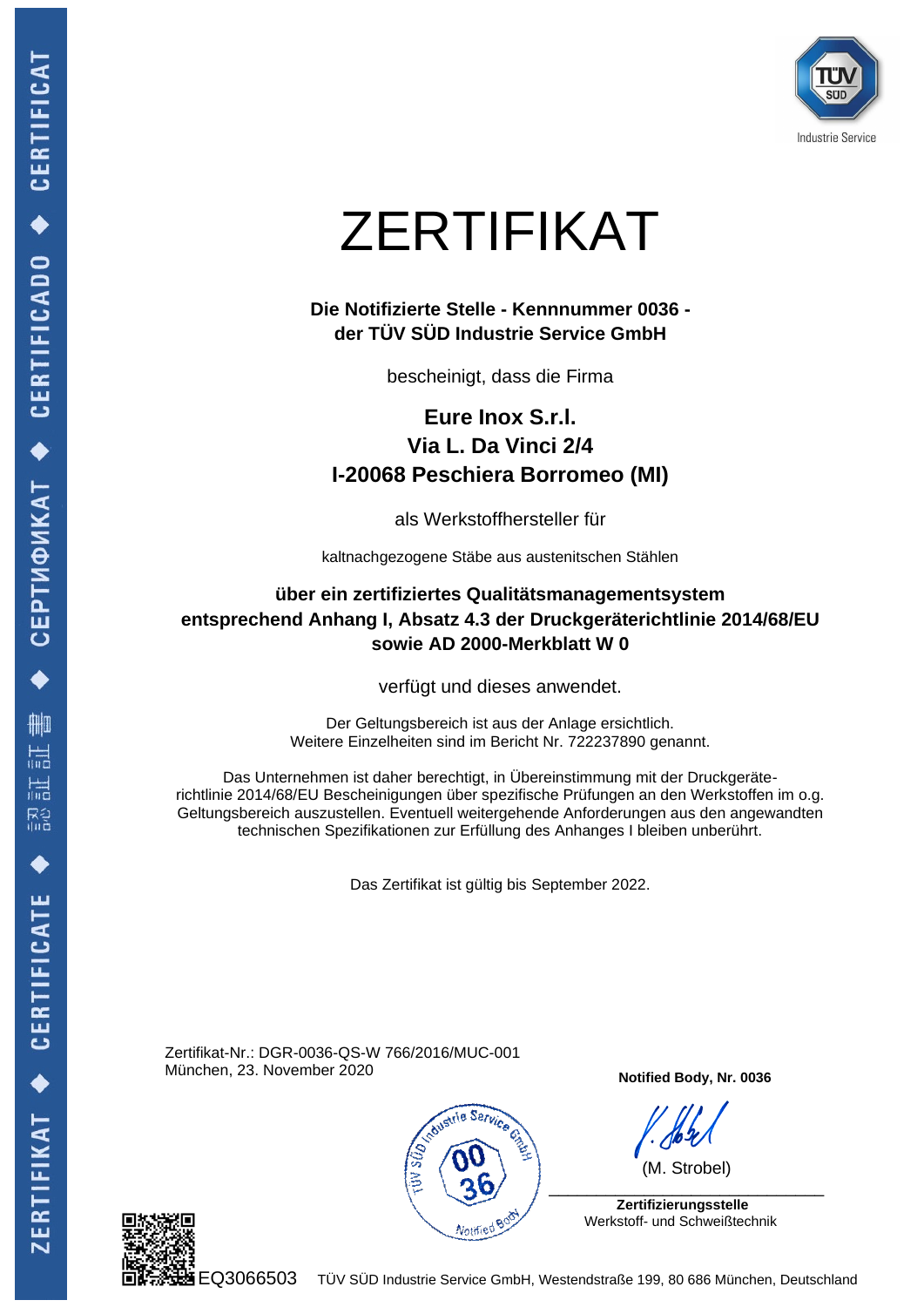TÜV SÜD Industrie Service

# ZERTIFIKAT

**Die Notifizierte Stelle - Kennnummer 0036 -**
**der TÜV SÜD Industrie Service GmbH**

bescheinigt, dass die Firma

**Eure Inox S.r.l.**
**Via L. Da Vinci 2/4**
**I-20068 Peschiera Borromeo (MI)**

als Werkstoffhersteller für

kaltnachgezogene Stäbe aus austenitschen Stählen

**über ein zertifiziertes Qualitätsmanagementsystem**
**entsprechend Anhang I, Absatz 4.3 der Druckgeräterichtlinie 2014/68/EU**
**sowie AD 2000-Merkblatt W 0**

verfügt und dieses anwendet.

Der Geltungsbereich ist aus der Anlage ersichtlich.
Weitere Einzelheiten sind im Bericht Nr. 722237890 genannt.

Das Unternehmen ist daher berechtigt, in Übereinstimmung mit der Druckgeräte-richtlinie 2014/68/EU Bescheinigungen über spezifische Prüfungen an den Werkstoffen im o.g. Geltungsbereich auszustellen. Eventuell weitergehende Anforderungen aus den angewandten technischen Spezifikationen zur Erfüllung des Anhanges I bleiben unberührt.

Das Zertifikat ist gültig bis September 2022.

Zertifikat-Nr.: DGR-0036-QS-W 766/2016/MUC-001
München, 23. November 2020

**Notified Body, Nr. 0036**

(M. Strobel)

**Zertifizierungsstelle**
Werkstoff- und Schweißtechnik

EQ3066503 TÜV SÜD Industrie Service GmbH, Westendstraße 199, 80 686 München, Deutschland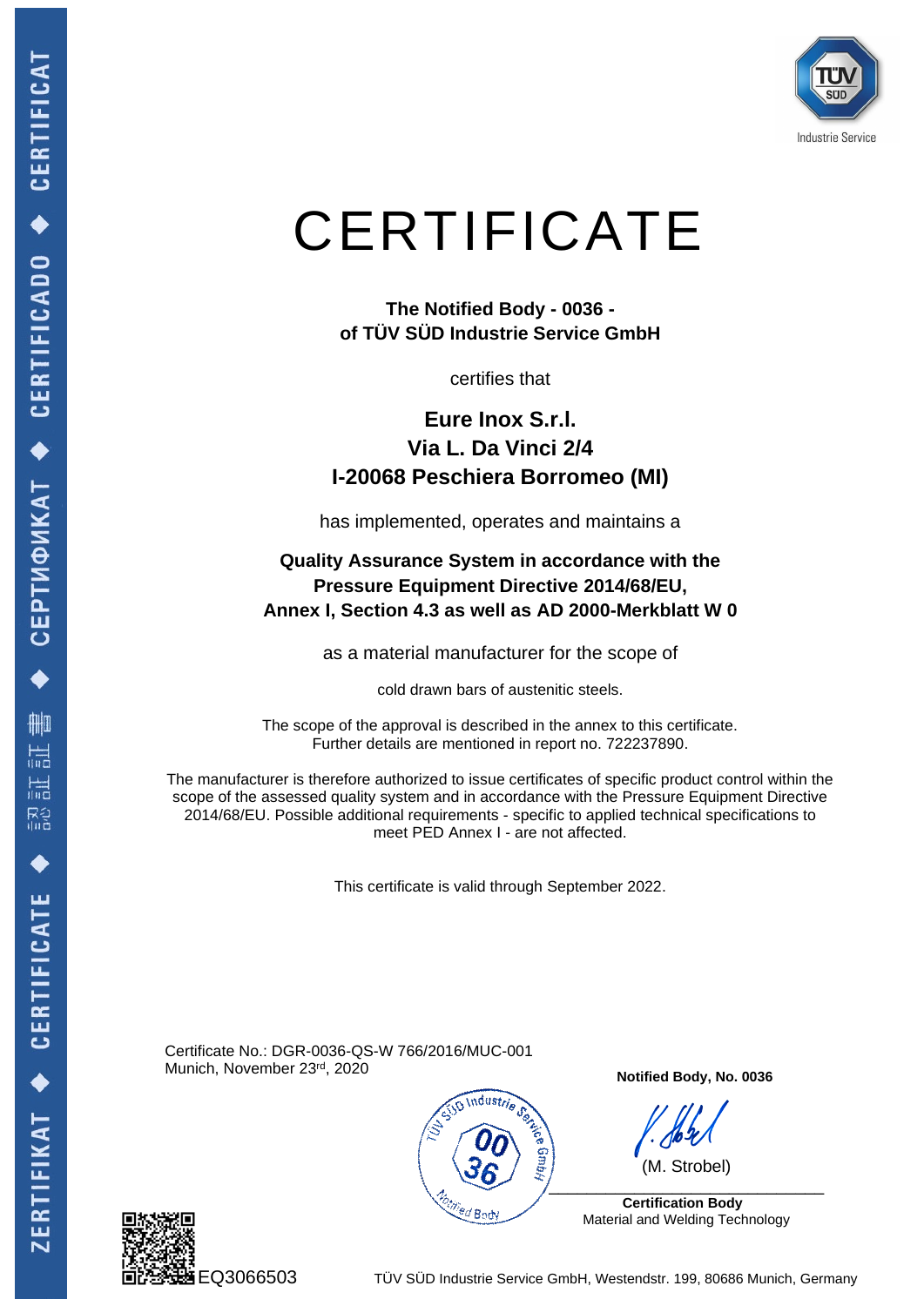# CERTIFICATE

**The Notified Body - 0036 -**
**of TÜV SÜD Industrie Service GmbH**

certifies that

**Eure Inox S.r.l.**
**Via L. Da Vinci 2/4**
**I-20068 Peschiera Borromeo (MI)**

has implemented, operates and maintains a

**Quality Assurance System in accordance with the Pressure Equipment Directive 2014/68/EU, Annex I, Section 4.3 as well as AD 2000-Merkblatt W 0**

as a material manufacturer for the scope of

cold drawn bars of austenitic steels.

The scope of the approval is described in the annex to this certificate.
Further details are mentioned in report no. 722237890.

The manufacturer is therefore authorized to issue certificates of specific product control within the scope of the assessed quality system and in accordance with the Pressure Equipment Directive 2014/68/EU. Possible additional requirements - specific to applied technical specifications to meet PED Annex I - are not affected.

This certificate is valid through September 2022.

Certificate No.: DGR-0036-QS-W 766/2016/MUC-001
Munich, November 23rd, 2020

**Notified Body, No. 0036**

(M. Strobel)

**Certification Body**
Material and Welding Technology

EQ3066503

TÜV SÜD Industrie Service GmbH, Westendstr. 199, 80686 Munich, Germany